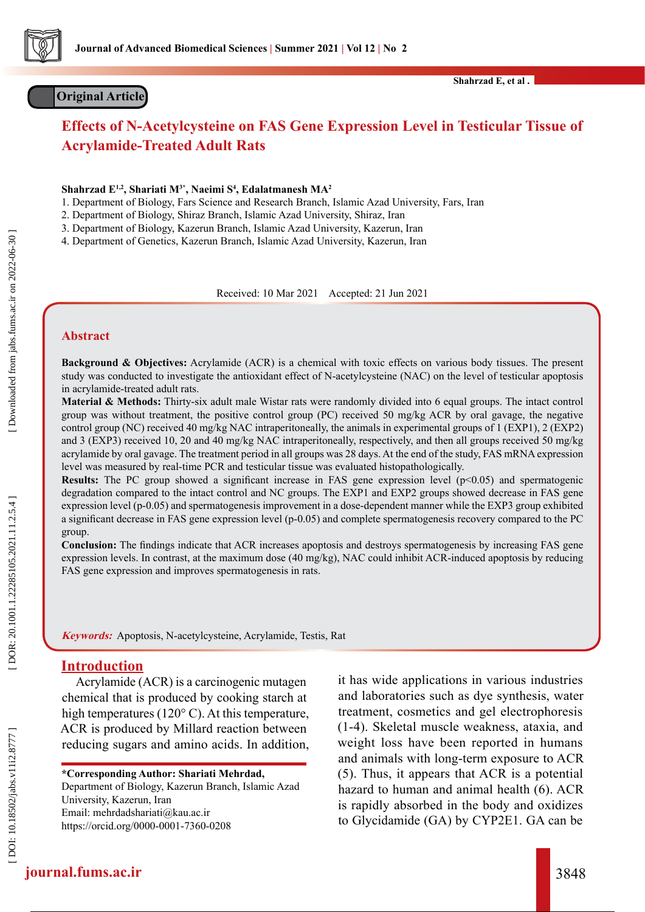Original Article

# Effects of N-Acetylcysteine on FAS Gene Expression Level in Testicular Tissue of Acrylamide-Treated Adult Rats

**Shahrzad E[1,2], Shariati M[3*], Naeimi S[4], Edalatmanesh MA[2]**

1. Department of Biology, Fars Science and Research Branch, Islamic Azad University, Fars, Iran
2. Department of Biology, Shiraz Branch, Islamic Azad University, Shiraz, Iran
3. Department of Biology, Kazerun Branch, Islamic Azad University, Kazerun, Iran
4. Department of Genetics, Kazerun Branch, Islamic Azad University, Kazerun, Iran

Received: 10 Mar 2021  Accepted: 21 Jun 2021

## Abstract

**Background & Objectives:** Acrylamide (ACR) is a chemical with toxic effects on various body tissues. The present study was conducted to investigate the antioxidant effect of N-acetylcysteine (NAC) on the level of testicular apoptosis in acrylamide-treated adult rats.

**Material & Methods:** Thirty-six adult male Wistar rats were randomly divided into 6 equal groups. The intact control group was without treatment, the positive control group (PC) received 50 mg/kg ACR by oral gavage, the negative control group (NC) received 40 mg/kg NAC intraperitoneally, the animals in experimental groups of 1 (EXP1), 2 (EXP2) and 3 (EXP3) received 10, 20 and 40 mg/kg NAC intraperitoneally, respectively, and then all groups received 50 mg/kg acrylamide by oral gavage. The treatment period in all groups was 28 days. At the end of the study, FAS mRNA expression level was measured by real-time PCR and testicular tissue was evaluated histopathologically.

**Results:** The PC group showed a significant increase in FAS gene expression level ($p<0.05$) and spermatogenic degradation compared to the intact control and NC groups. The EXP1 and EXP2 groups showed decrease in FAS gene expression level (p-0.05) and spermatogenesis improvement in a dose-dependent manner while the EXP3 group exhibited a significant decrease in FAS gene expression level (p-0.05) and complete spermatogenesis recovery compared to the PC group.

**Conclusion:** The findings indicate that ACR increases apoptosis and destroys spermatogenesis by increasing FAS gene expression levels. In contrast, at the maximum dose (40 mg/kg), NAC could inhibit ACR-induced apoptosis by reducing FAS gene expression and improves spermatogenesis in rats.

***Keywords:*** Apoptosis, N-acetylcysteine, Acrylamide, Testis, Rat

## Introduction

Acrylamide (ACR) is a carcinogenic mutagen chemical that is produced by cooking starch at high temperatures (120° C). At this temperature, ACR is produced by Millard reaction between reducing sugars and amino acids. In addition, it has wide applications in various industries and laboratories such as dye synthesis, water treatment, cosmetics and gel electrophoresis (1-4). Skeletal muscle weakness, ataxia, and weight loss have been reported in humans and animals with long-term exposure to ACR (5). Thus, it appears that ACR is a potential hazard to human and animal health (6). ACR is rapidly absorbed in the body and oxidizes to Glycidamide (GA) by CYP2E1. GA can be

---

**\*Corresponding Author: Shariati Mehrdad,** Department of Biology, Kazerun Branch, Islamic Azad University, Kazerun, Iran
Email: mehrdadshariati@kau.ac.ir
https://orcid.org/0000-0001-7360-0208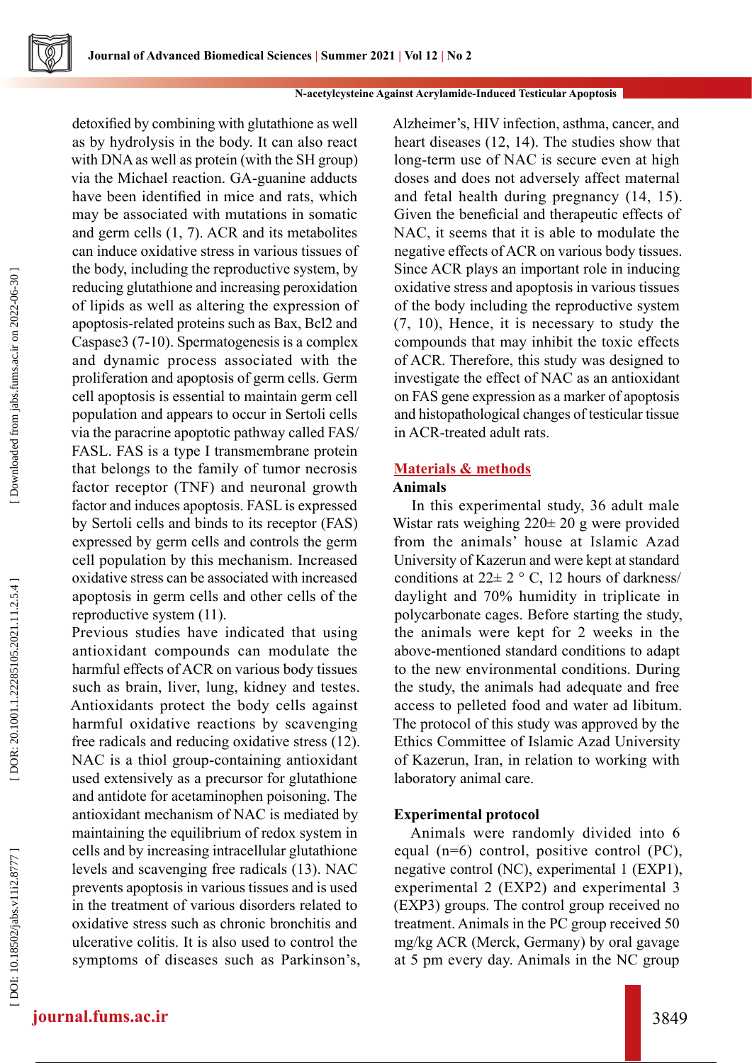detoxified by combining with glutathione as well as by hydrolysis in the body. It can also react with DNA as well as protein (with the SH group) via the Michael reaction. GA-guanine adducts have been identified in mice and rats, which may be associated with mutations in somatic and germ cells (1, 7). ACR and its metabolites can induce oxidative stress in various tissues of the body, including the reproductive system, by reducing glutathione and increasing peroxidation of lipids as well as altering the expression of apoptosis-related proteins such as Bax, Bcl2 and Caspase3 (7-10). Spermatogenesis is a complex and dynamic process associated with the proliferation and apoptosis of germ cells. Germ cell apoptosis is essential to maintain germ cell population and appears to occur in Sertoli cells via the paracrine apoptotic pathway called FAS/FASL. FAS is a type I transmembrane protein that belongs to the family of tumor necrosis factor receptor (TNF) and neuronal growth factor and induces apoptosis. FASL is expressed by Sertoli cells and binds to its receptor (FAS) expressed by germ cells and controls the germ cell population by this mechanism. Increased oxidative stress can be associated with increased apoptosis in germ cells and other cells of the reproductive system (11).

Previous studies have indicated that using antioxidant compounds can modulate the harmful effects of ACR on various body tissues such as brain, liver, lung, kidney and testes. Antioxidants protect the body cells against harmful oxidative reactions by scavenging free radicals and reducing oxidative stress (12). NAC is a thiol group-containing antioxidant used extensively as a precursor for glutathione and antidote for acetaminophen poisoning. The antioxidant mechanism of NAC is mediated by maintaining the equilibrium of redox system in cells and by increasing intracellular glutathione levels and scavenging free radicals (13). NAC prevents apoptosis in various tissues and is used in the treatment of various disorders related to oxidative stress such as chronic bronchitis and ulcerative colitis. It is also used to control the symptoms of diseases such as Parkinson's, Alzheimer's, HIV infection, asthma, cancer, and heart diseases (12, 14). The studies show that long-term use of NAC is secure even at high doses and does not adversely affect maternal and fetal health during pregnancy (14, 15). Given the beneficial and therapeutic effects of NAC, it seems that it is able to modulate the negative effects of ACR on various body tissues. Since ACR plays an important role in inducing oxidative stress and apoptosis in various tissues of the body including the reproductive system (7, 10), Hence, it is necessary to study the compounds that may inhibit the toxic effects of ACR. Therefore, this study was designed to investigate the effect of NAC as an antioxidant on FAS gene expression as a marker of apoptosis and histopathological changes of testicular tissue in ACR-treated adult rats.

## Materials & methods

### Animals

In this experimental study, 36 adult male Wistar rats weighing 220± 20 g were provided from the animals' house at Islamic Azad University of Kazerun and were kept at standard conditions at 22± 2 ° C, 12 hours of darkness/daylight and 70% humidity in triplicate in polycarbonate cages. Before starting the study, the animals were kept for 2 weeks in the above-mentioned standard conditions to adapt to the new environmental conditions. During the study, the animals had adequate and free access to pelleted food and water ad libitum. The protocol of this study was approved by the Ethics Committee of Islamic Azad University of Kazerun, Iran, in relation to working with laboratory animal care.

### Experimental protocol

Animals were randomly divided into 6 equal (n=6) control, positive control (PC), negative control (NC), experimental 1 (EXP1), experimental 2 (EXP2) and experimental 3 (EXP3) groups. The control group received no treatment. Animals in the PC group received 50 mg/kg ACR (Merck, Germany) by oral gavage at 5 pm every day. Animals in the NC group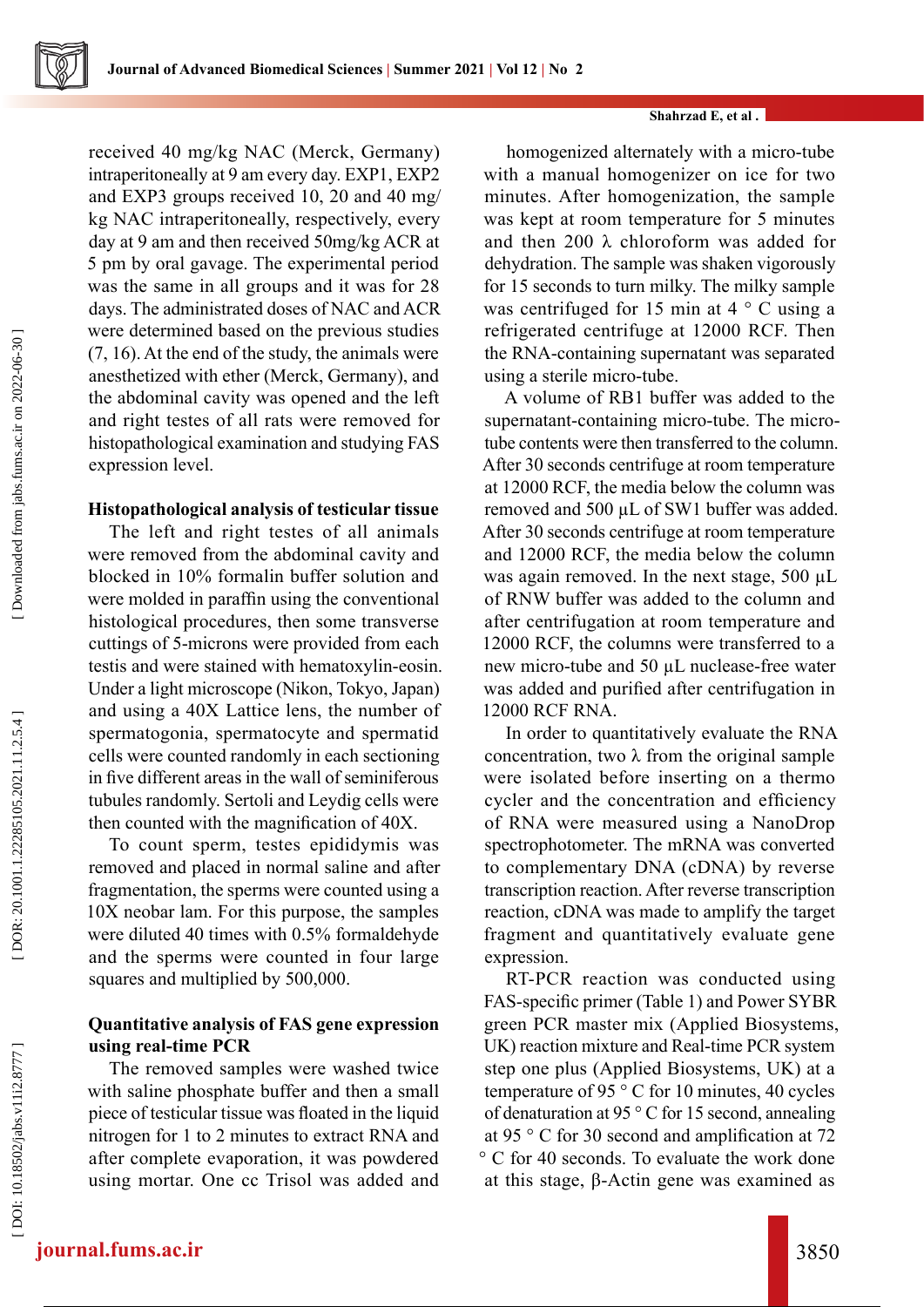received 40 mg/kg NAC (Merck, Germany) intraperitoneally at 9 am every day. EXP1, EXP2 and EXP3 groups received 10, 20 and 40 mg/kg NAC intraperitoneally, respectively, every day at 9 am and then received 50mg/kg ACR at 5 pm by oral gavage. The experimental period was the same in all groups and it was for 28 days. The administrated doses of NAC and ACR were determined based on the previous studies (7, 16). At the end of the study, the animals were anesthetized with ether (Merck, Germany), and the abdominal cavity was opened and the left and right testes of all rats were removed for histopathological examination and studying FAS expression level.

**Histopathological analysis of testicular tissue**

The left and right testes of all animals were removed from the abdominal cavity and blocked in 10% formalin buffer solution and were molded in paraffin using the conventional histological procedures, then some transverse cuttings of 5-microns were provided from each testis and were stained with hematoxylin-eosin. Under a light microscope (Nikon, Tokyo, Japan) and using a 40X Lattice lens, the number of spermatogonia, spermatocyte and spermatid cells were counted randomly in each sectioning in five different areas in the wall of seminiferous tubules randomly. Sertoli and Leydig cells were then counted with the magnification of 40X.

To count sperm, testes epididymis was removed and placed in normal saline and after fragmentation, the sperms were counted using a 10X neobar lam. For this purpose, the samples were diluted 40 times with 0.5% formaldehyde and the sperms were counted in four large squares and multiplied by 500,000.

**Quantitative analysis of FAS gene expression using real-time PCR**

The removed samples were washed twice with saline phosphate buffer and then a small piece of testicular tissue was floated in the liquid nitrogen for 1 to 2 minutes to extract RNA and after complete evaporation, it was powdered using mortar. One cc Trisol was added and homogenized alternately with a micro-tube with a manual homogenizer on ice for two minutes. After homogenization, the sample was kept at room temperature for 5 minutes and then 200 λ chloroform was added for dehydration. The sample was shaken vigorously for 15 seconds to turn milky. The milky sample was centrifuged for 15 min at 4 ° C using a refrigerated centrifuge at 12000 RCF. Then the RNA-containing supernatant was separated using a sterile micro-tube.

A volume of RB1 buffer was added to the supernatant-containing micro-tube. The micro-tube contents were then transferred to the column. After 30 seconds centrifuge at room temperature at 12000 RCF, the media below the column was removed and 500 µL of SW1 buffer was added. After 30 seconds centrifuge at room temperature and 12000 RCF, the media below the column was again removed. In the next stage, 500 µL of RNW buffer was added to the column and after centrifugation at room temperature and 12000 RCF, the columns were transferred to a new micro-tube and 50 µL nuclease-free water was added and purified after centrifugation in 12000 RCF RNA.

In order to quantitatively evaluate the RNA concentration, two λ from the original sample were isolated before inserting on a thermo cycler and the concentration and efficiency of RNA were measured using a NanoDrop spectrophotometer. The mRNA was converted to complementary DNA (cDNA) by reverse transcription reaction. After reverse transcription reaction, cDNA was made to amplify the target fragment and quantitatively evaluate gene expression.

RT-PCR reaction was conducted using FAS-specific primer (Table 1) and Power SYBR green PCR master mix (Applied Biosystems, UK) reaction mixture and Real-time PCR system step one plus (Applied Biosystems, UK) at a temperature of 95 ° C for 10 minutes, 40 cycles of denaturation at 95 ° C for 15 second, annealing at 95 ° C for 30 second and amplification at 72 ° C for 40 seconds. To evaluate the work done at this stage, β-Actin gene was examined as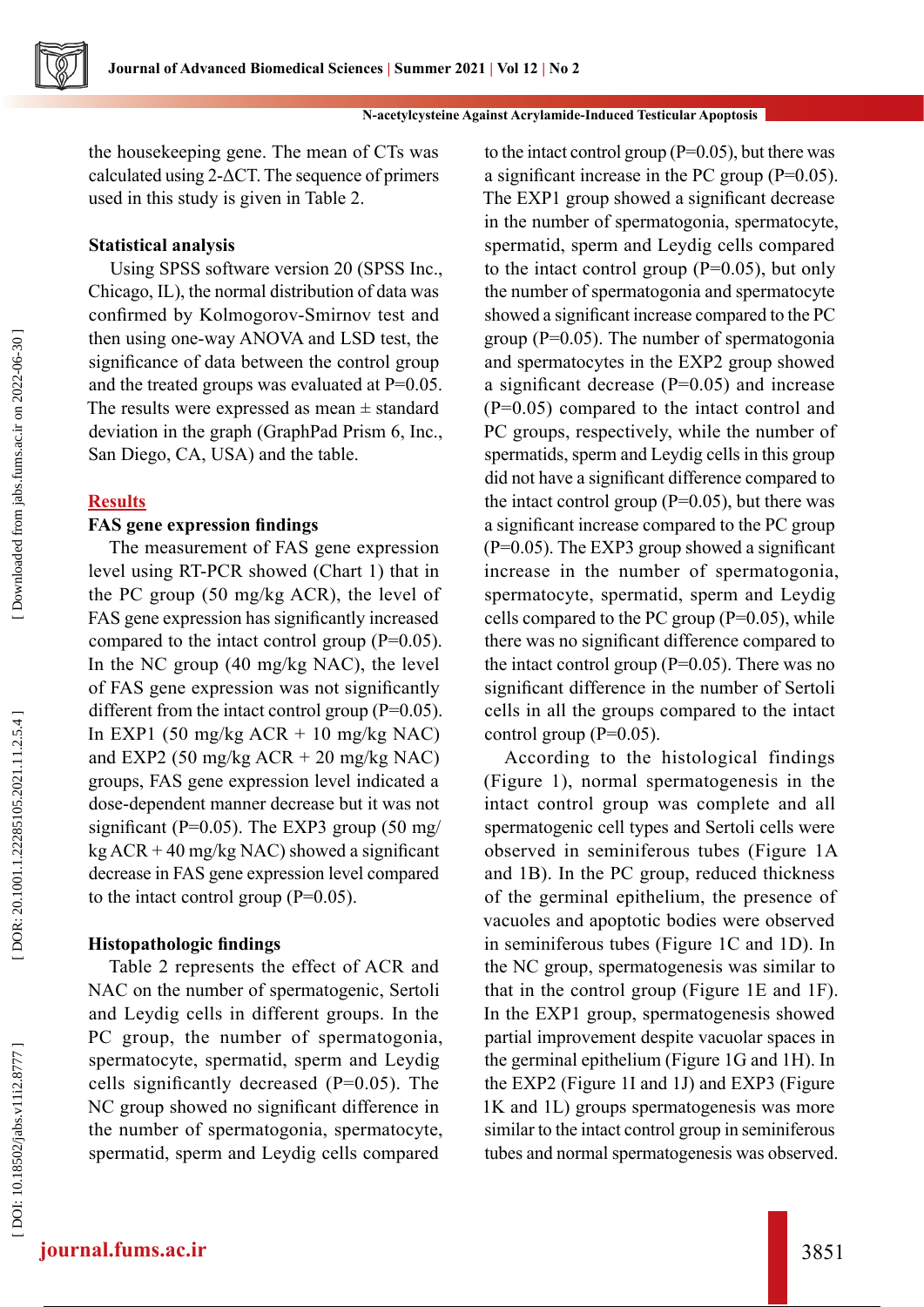the housekeeping gene. The mean of CTs was calculated using 2-ΔCT. The sequence of primers used in this study is given in Table 2.

### Statistical analysis

Using SPSS software version 20 (SPSS Inc., Chicago, IL), the normal distribution of data was confirmed by Kolmogorov-Smirnov test and then using one-way ANOVA and LSD test, the significance of data between the control group and the treated groups was evaluated at P=0.05. The results were expressed as mean ± standard deviation in the graph (GraphPad Prism 6, Inc., San Diego, CA, USA) and the table.

## Results

### FAS gene expression findings

The measurement of FAS gene expression level using RT-PCR showed (Chart 1) that in the PC group (50 mg/kg ACR), the level of FAS gene expression has significantly increased compared to the intact control group (P=0.05). In the NC group (40 mg/kg NAC), the level of FAS gene expression was not significantly different from the intact control group (P=0.05). In EXP1 (50 mg/kg ACR + 10 mg/kg NAC) and EXP2 (50 mg/kg ACR + 20 mg/kg NAC) groups, FAS gene expression level indicated a dose-dependent manner decrease but it was not significant (P=0.05). The EXP3 group (50 mg/kg ACR + 40 mg/kg NAC) showed a significant decrease in FAS gene expression level compared to the intact control group (P=0.05).

### Histopathologic findings

Table 2 represents the effect of ACR and NAC on the number of spermatogenic, Sertoli and Leydig cells in different groups. In the PC group, the number of spermatogonia, spermatocyte, spermatid, sperm and Leydig cells significantly decreased (P=0.05). The NC group showed no significant difference in the number of spermatogonia, spermatocyte, spermatid, sperm and Leydig cells compared to the intact control group (P=0.05), but there was a significant increase in the PC group (P=0.05). The EXP1 group showed a significant decrease in the number of spermatogonia, spermatocyte, spermatid, sperm and Leydig cells compared to the intact control group (P=0.05), but only the number of spermatogonia and spermatocyte showed a significant increase compared to the PC group (P=0.05). The number of spermatogonia and spermatocytes in the EXP2 group showed a significant decrease (P=0.05) and increase (P=0.05) compared to the intact control and PC groups, respectively, while the number of spermatids, sperm and Leydig cells in this group did not have a significant difference compared to the intact control group (P=0.05), but there was a significant increase compared to the PC group (P=0.05). The EXP3 group showed a significant increase in the number of spermatogonia, spermatocyte, spermatid, sperm and Leydig cells compared to the PC group (P=0.05), while there was no significant difference compared to the intact control group (P=0.05). There was no significant difference in the number of Sertoli cells in all the groups compared to the intact control group (P=0.05).

According to the histological findings (Figure 1), normal spermatogenesis in the intact control group was complete and all spermatogenic cell types and Sertoli cells were observed in seminiferous tubes (Figure 1A and 1B). In the PC group, reduced thickness of the germinal epithelium, the presence of vacuoles and apoptotic bodies were observed in seminiferous tubes (Figure 1C and 1D). In the NC group, spermatogenesis was similar to that in the control group (Figure 1E and 1F). In the EXP1 group, spermatogenesis showed partial improvement despite vacuolar spaces in the germinal epithelium (Figure 1G and 1H). In the EXP2 (Figure 1I and 1J) and EXP3 (Figure 1K and 1L) groups spermatogenesis was more similar to the intact control group in seminiferous tubes and normal spermatogenesis was observed.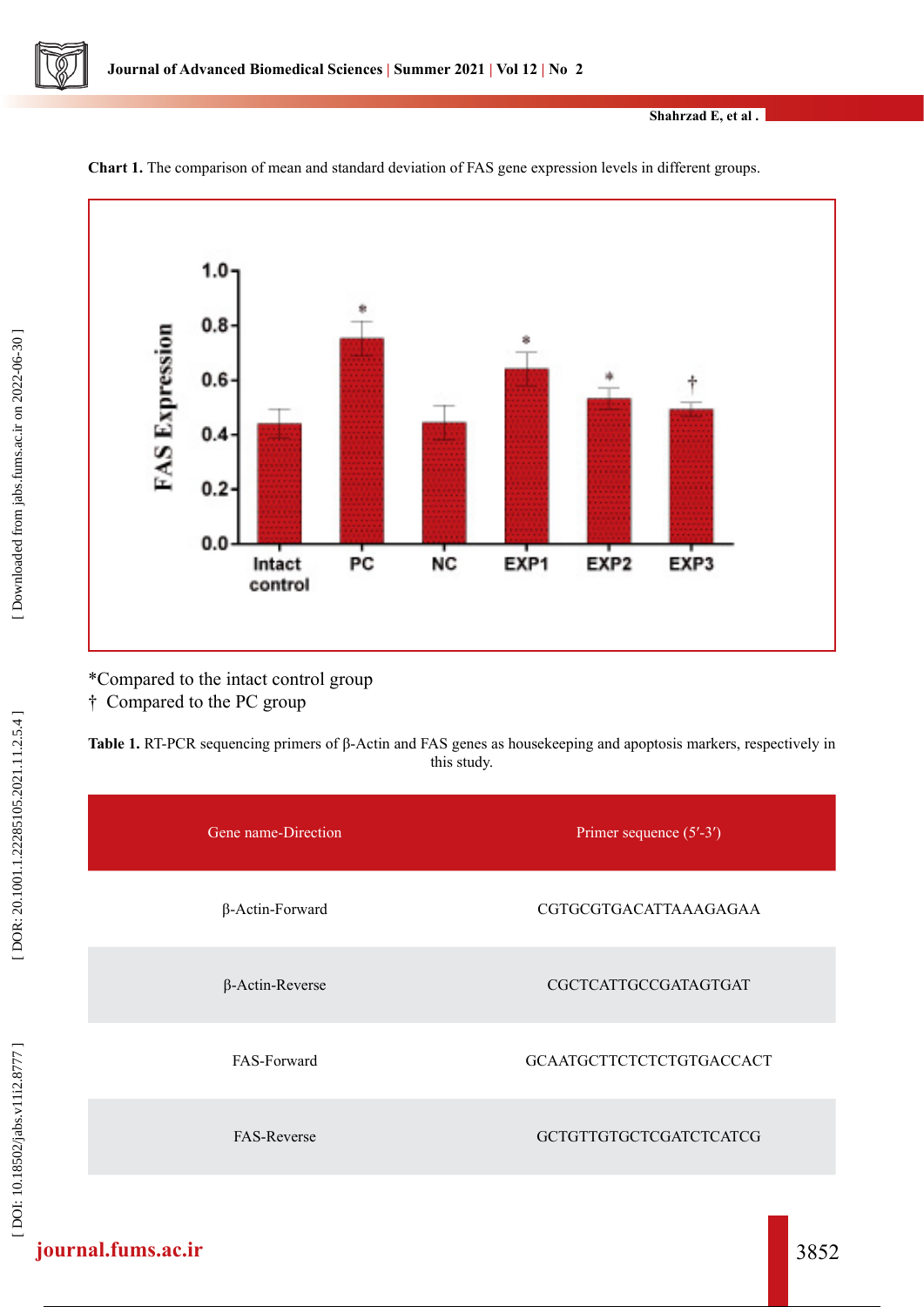**Chart 1.** The comparison of mean and standard deviation of FAS gene expression levels in different groups.

*Compared to the intact control group

† Compared to the PC group

**Table 1.** RT-PCR sequencing primers of β-Actin and FAS genes as housekeeping and apoptosis markers, respectively in this study.

| Gene name-Direction | Primer sequence (5′-3′) |
|---|---|
| β-Actin-Forward | CGTGCGTGACATTAAAGAGAA |
| β-Actin-Reverse | CGCTCATTGCCGATAGTGAT |
| FAS-Forward | GCAATGCTTCTCTCTGTGACCACT |
| FAS-Reverse | GCTGTTGTGCTCGATCTCATCG |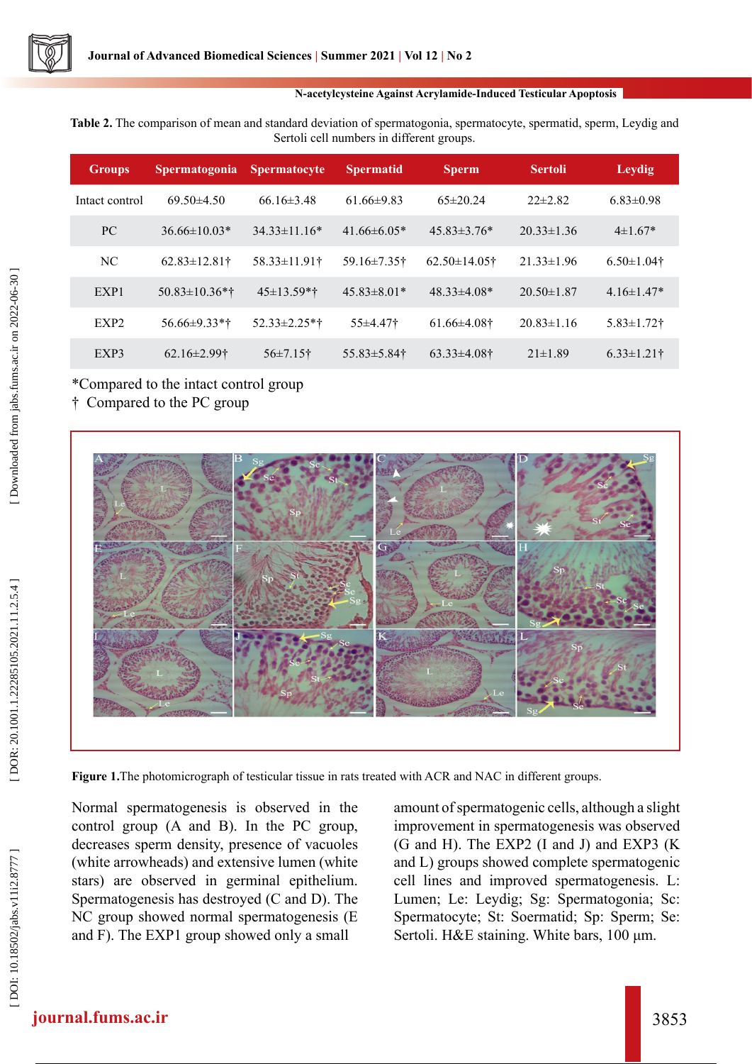**Table 2.** The comparison of mean and standard deviation of spermatogonia, spermatocyte, spermatid, sperm, Leydig and Sertoli cell numbers in different groups.

| Groups | Spermatogonia | Spermatocyte | Spermatid | Sperm | Sertoli | Leydig |
|---|---|---|---|---|---|---|
| Intact control | 69.50±4.50 | 66.16±3.48 | 61.66±9.83 | 65±20.24 | 22±2.82 | 6.83±0.98 |
| PC | 36.66±10.03* | 34.33±11.16* | 41.66±6.05* | 45.83±3.76* | 20.33±1.36 | 4±1.67* |
| NC | 62.83±12.81† | 58.33±11.91† | 59.16±7.35† | 62.50±14.05† | 21.33±1.96 | 6.50±1.04† |
| EXP1 | 50.83±10.36*† | 45±13.59*† | 45.83±8.01* | 48.33±4.08* | 20.50±1.87 | 4.16±1.47* |
| EXP2 | 56.66±9.33*† | 52.33±2.25*† | 55±4.47† | 61.66±4.08† | 20.83±1.16 | 5.83±1.72† |
| EXP3 | 62.16±2.99† | 56±7.15† | 55.83±5.84† | 63.33±4.08† | 21±1.89 | 6.33±1.21† |

*Compared to the intact control group

† Compared to the PC group

**Figure 1.**The photomicrograph of testicular tissue in rats treated with ACR and NAC in different groups.

Normal spermatogenesis is observed in the control group (A and B). In the PC group, decreases sperm density, presence of vacuoles (white arrowheads) and extensive lumen (white stars) are observed in germinal epithelium. Spermatogenesis has destroyed (C and D). The NC group showed normal spermatogenesis (E and F). The EXP1 group showed only a small amount of spermatogenic cells, although a slight improvement in spermatogenesis was observed (G and H). The EXP2 (I and J) and EXP3 (K and L) groups showed complete spermatogenic cell lines and improved spermatogenesis. L: Lumen; Le: Leydig; Sg: Spermatogonia; Sc: Spermatocyte; St: Soermatid; Sp: Sperm; Se: Sertoli. H&E staining. White bars, 100 µm.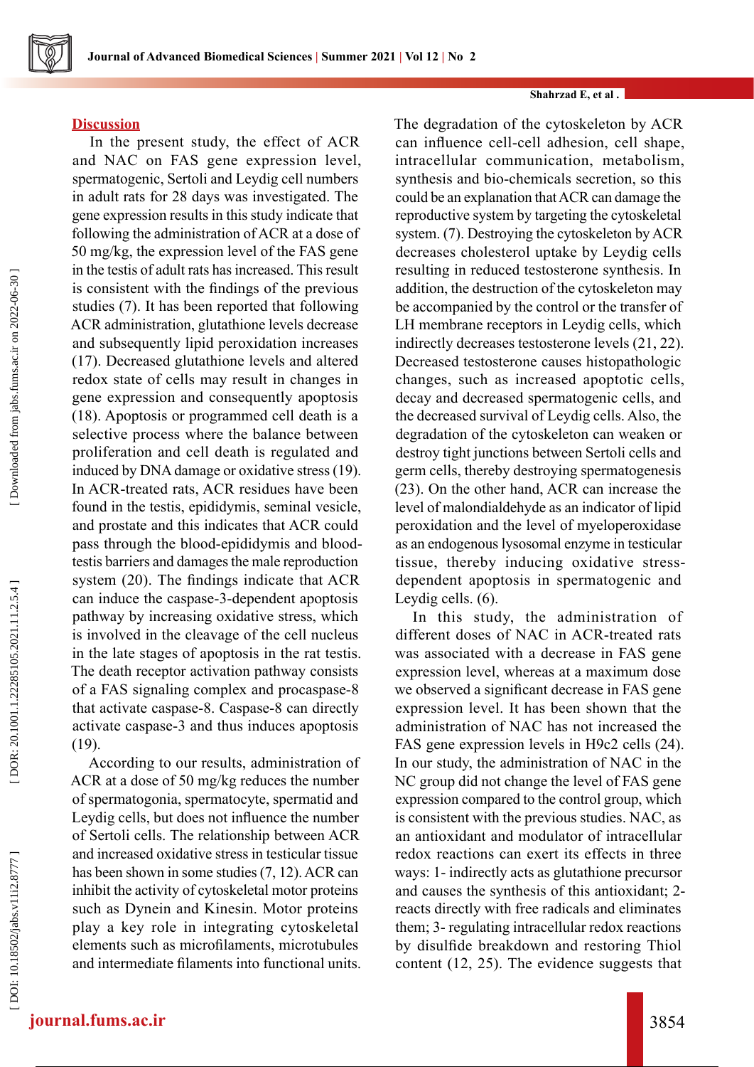## Discussion

In the present study, the effect of ACR and NAC on FAS gene expression level, spermatogenic, Sertoli and Leydig cell numbers in adult rats for 28 days was investigated. The gene expression results in this study indicate that following the administration of ACR at a dose of 50 mg/kg, the expression level of the FAS gene in the testis of adult rats has increased. This result is consistent with the findings of the previous studies (7). It has been reported that following ACR administration, glutathione levels decrease and subsequently lipid peroxidation increases (17). Decreased glutathione levels and altered redox state of cells may result in changes in gene expression and consequently apoptosis (18). Apoptosis or programmed cell death is a selective process where the balance between proliferation and cell death is regulated and induced by DNA damage or oxidative stress (19). In ACR-treated rats, ACR residues have been found in the testis, epididymis, seminal vesicle, and prostate and this indicates that ACR could pass through the blood-epididymis and blood-testis barriers and damages the male reproduction system (20). The findings indicate that ACR can induce the caspase-3-dependent apoptosis pathway by increasing oxidative stress, which is involved in the cleavage of the cell nucleus in the late stages of apoptosis in the rat testis. The death receptor activation pathway consists of a FAS signaling complex and procaspase-8 that activate caspase-8. Caspase-8 can directly activate caspase-3 and thus induces apoptosis (19).

According to our results, administration of ACR at a dose of 50 mg/kg reduces the number of spermatogonia, spermatocyte, spermatid and Leydig cells, but does not influence the number of Sertoli cells. The relationship between ACR and increased oxidative stress in testicular tissue has been shown in some studies (7, 12). ACR can inhibit the activity of cytoskeletal motor proteins such as Dynein and Kinesin. Motor proteins play a key role in integrating cytoskeletal elements such as microfilaments, microtubules and intermediate filaments into functional units. The degradation of the cytoskeleton by ACR can influence cell-cell adhesion, cell shape, intracellular communication, metabolism, synthesis and bio-chemicals secretion, so this could be an explanation that ACR can damage the reproductive system by targeting the cytoskeletal system. (7). Destroying the cytoskeleton by ACR decreases cholesterol uptake by Leydig cells resulting in reduced testosterone synthesis. In addition, the destruction of the cytoskeleton may be accompanied by the control or the transfer of LH membrane receptors in Leydig cells, which indirectly decreases testosterone levels (21, 22). Decreased testosterone causes histopathologic changes, such as increased apoptotic cells, decay and decreased spermatogenic cells, and the decreased survival of Leydig cells. Also, the degradation of the cytoskeleton can weaken or destroy tight junctions between Sertoli cells and germ cells, thereby destroying spermatogenesis (23). On the other hand, ACR can increase the level of malondialdehyde as an indicator of lipid peroxidation and the level of myeloperoxidase as an endogenous lysosomal enzyme in testicular tissue, thereby inducing oxidative stress-dependent apoptosis in spermatogenic and Leydig cells. (6).

In this study, the administration of different doses of NAC in ACR-treated rats was associated with a decrease in FAS gene expression level, whereas at a maximum dose we observed a significant decrease in FAS gene expression level. It has been shown that the administration of NAC has not increased the FAS gene expression levels in H9c2 cells (24). In our study, the administration of NAC in the NC group did not change the level of FAS gene expression compared to the control group, which is consistent with the previous studies. NAC, as an antioxidant and modulator of intracellular redox reactions can exert its effects in three ways: 1- indirectly acts as glutathione precursor and causes the synthesis of this antioxidant; 2- reacts directly with free radicals and eliminates them; 3- regulating intracellular redox reactions by disulfide breakdown and restoring Thiol content (12, 25). The evidence suggests that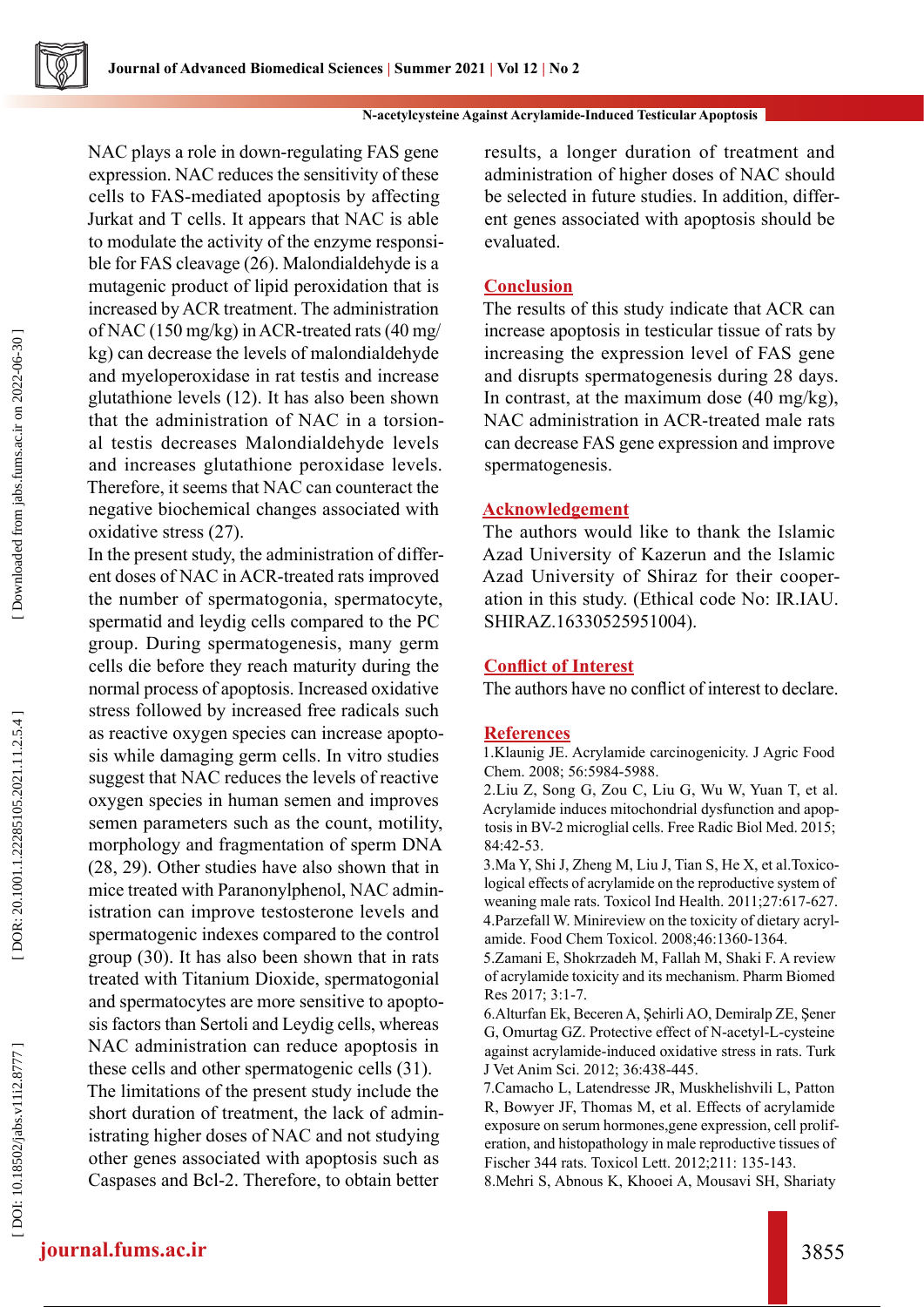NAC plays a role in down-regulating FAS gene expression. NAC reduces the sensitivity of these cells to FAS-mediated apoptosis by affecting Jurkat and T cells. It appears that NAC is able to modulate the activity of the enzyme responsible for FAS cleavage (26). Malondialdehyde is a mutagenic product of lipid peroxidation that is increased by ACR treatment. The administration of NAC (150 mg/kg) in ACR-treated rats (40 mg/kg) can decrease the levels of malondialdehyde and myeloperoxidase in rat testis and increase glutathione levels (12). It has also been shown that the administration of NAC in a torsional testis decreases Malondialdehyde levels and increases glutathione peroxidase levels. Therefore, it seems that NAC can counteract the negative biochemical changes associated with oxidative stress (27).

In the present study, the administration of different doses of NAC in ACR-treated rats improved the number of spermatogonia, spermatocyte, spermatid and leydig cells compared to the PC group. During spermatogenesis, many germ cells die before they reach maturity during the normal process of apoptosis. Increased oxidative stress followed by increased free radicals such as reactive oxygen species can increase apoptosis while damaging germ cells. In vitro studies suggest that NAC reduces the levels of reactive oxygen species in human semen and improves semen parameters such as the count, motility, morphology and fragmentation of sperm DNA (28, 29). Other studies have also shown that in mice treated with Paranonylphenol, NAC administration can improve testosterone levels and spermatogenic indexes compared to the control group (30). It has also been shown that in rats treated with Titanium Dioxide, spermatogonial and spermatocytes are more sensitive to apoptosis factors than Sertoli and Leydig cells, whereas NAC administration can reduce apoptosis in these cells and other spermatogenic cells (31).

The limitations of the present study include the short duration of treatment, the lack of administrating higher doses of NAC and not studying other genes associated with apoptosis such as Caspases and Bcl-2. Therefore, to obtain better results, a longer duration of treatment and administration of higher doses of NAC should be selected in future studies. In addition, different genes associated with apoptosis should be evaluated.

## Conclusion

The results of this study indicate that ACR can increase apoptosis in testicular tissue of rats by increasing the expression level of FAS gene and disrupts spermatogenesis during 28 days. In contrast, at the maximum dose (40 mg/kg), NAC administration in ACR-treated male rats can decrease FAS gene expression and improve spermatogenesis.

## Acknowledgement

The authors would like to thank the Islamic Azad University of Kazerun and the Islamic Azad University of Shiraz for their cooperation in this study. (Ethical code No: IR.IAU.SHIRAZ.16330525951004).

## Conflict of Interest

The authors have no conflict of interest to declare.

## References

1.Klaunig JE. Acrylamide carcinogenicity. J Agric Food Chem. 2008; 56:5984-5988.

2.Liu Z, Song G, Zou C, Liu G, Wu W, Yuan T, et al. Acrylamide induces mitochondrial dysfunction and apoptosis in BV-2 microglial cells. Free Radic Biol Med. 2015; 84:42-53.

3.Ma Y, Shi J, Zheng M, Liu J, Tian S, He X, et al.Toxicological effects of acrylamide on the reproductive system of weaning male rats. Toxicol Ind Health. 2011;27:617-627.

4.Parzefall W. Minireview on the toxicity of dietary acrylamide. Food Chem Toxicol. 2008;46:1360-1364.

5.Zamani E, Shokrzadeh M, Fallah M, Shaki F. A review of acrylamide toxicity and its mechanism. Pharm Biomed Res 2017; 3:1-7.

6.Alturfan Ek, Beceren A, Şehirli AO, Demiralp ZE, Şener G, Omurtag GZ. Protective effect of N-acetyl-L-cysteine against acrylamide-induced oxidative stress in rats. Turk J Vet Anim Sci. 2012; 36:438-445.

7.Camacho L, Latendresse JR, Muskhelishvili L, Patton R, Bowyer JF, Thomas M, et al. Effects of acrylamide exposure on serum hormones,gene expression, cell proliferation, and histopathology in male reproductive tissues of Fischer 344 rats. Toxicol Lett. 2012;211: 135-143.

8.Mehri S, Abnous K, Khooei A, Mousavi SH, Shariaty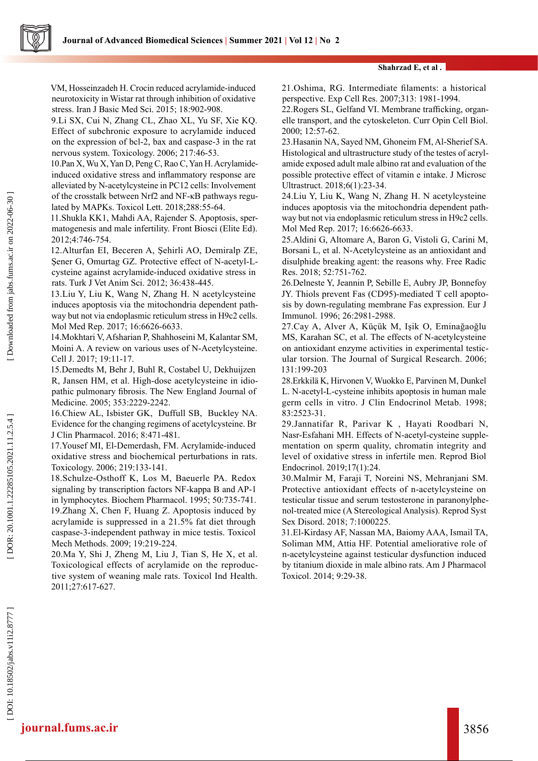VM, Hosseinzadeh H. Crocin reduced acrylamide-induced neurotoxicity in Wistar rat through inhibition of oxidative stress. Iran J Basic Med Sci. 2015; 18:902-908.

9.Li SX, Cui N, Zhang CL, Zhao XL, Yu SF, Xie KQ. Effect of subchronic exposure to acrylamide induced on the expression of bcl-2, bax and caspase-3 in the rat nervous system. Toxicology. 2006; 217:46-53.

10.Pan X, Wu X, Yan D, Peng C, Rao C, Yan H. Acrylamide-induced oxidative stress and inflammatory response are alleviated by N-acetylcysteine in PC12 cells: Involvement of the crosstalk between Nrf2 and NF-κB pathways regulated by MAPKs. Toxicol Lett. 2018;288:55-64.

11.Shukla KK1, Mahdi AA, Rajender S. Apoptosis, spermatogenesis and male infertility. Front Biosci (Elite Ed). 2012;4:746-754.

12.Alturfan EI, Beceren A, Şehirli AO, Demiralp ZE, Şener G, Omurtag GZ. Protective effect of N-acetyl-L-cysteine against acrylamide-induced oxidative stress in rats. Turk J Vet Anim Sci. 2012; 36:438-445.

13.Liu Y, Liu K, Wang N, Zhang H. N acetylcysteine induces apoptosis via the mitochondria dependent pathway but not via endoplasmic reticulum stress in H9c2 cells. Mol Med Rep. 2017; 16:6626-6633.

14.Mokhtari V, Afsharian P, Shahhoseini M, Kalantar SM, Moini A. A review on various uses of N-Acetylcysteine. Cell J. 2017; 19:11-17.

15.Demedts M, Behr J, Buhl R, Costabel U, Dekhuijzen R, Jansen HM, et al. High-dose acetylcysteine in idiopathic pulmonary fibrosis. The New England Journal of Medicine. 2005; 353:2229-2242.

16.Chiew AL, Isbister GK, Duffull SB, Buckley NA. Evidence for the changing regimens of acetylcysteine. Br J Clin Pharmacol. 2016; 8:471-481.

17.Yousef MI, El-Demerdash, FM. Acrylamide-induced oxidative stress and biochemical perturbations in rats. Toxicology. 2006; 219:133-141.

18.Schulze-Osthoff K, Los M, Baeuerle PA. Redox signaling by transcription factors NF-kappa B and AP-1 in lymphocytes. Biochem Pharmacol. 1995; 50:735-741.

19.Zhang X, Chen F, Huang Z. Apoptosis induced by acrylamide is suppressed in a 21.5% fat diet through caspase-3-independent pathway in mice testis. Toxicol Mech Methods. 2009; 19:219-224.

20.Ma Y, Shi J, Zheng M, Liu J, Tian S, He X, et al. Toxicological effects of acrylamide on the reproductive system of weaning male rats. Toxicol Ind Health. 2011;27:617-627.

21.Oshima, RG. Intermediate filaments: a historical perspective. Exp Cell Res. 2007;313: 1981-1994.

22.Rogers SL, Gelfand VI. Membrane trafficking, organelle transport, and the cytoskeleton. Curr Opin Cell Biol. 2000; 12:57-62.

23.Hasanin NA, Sayed NM, Ghoneim FM, Al-Sherief SA. Histological and ultrastructure study of the testes of acrylamide exposed adult male albino rat and evaluation of the possible protective effect of vitamin e intake. J Microsc Ultrastruct. 2018;6(1):23-34.

24.Liu Y, Liu K, Wang N, Zhang H. N acetylcysteine induces apoptosis via the mitochondria dependent pathway but not via endoplasmic reticulum stress in H9c2 cells. Mol Med Rep. 2017; 16:6626-6633.

25.Aldini G, Altomare A, Baron G, Vistoli G, Carini M, Borsani L, et al. N-Acetylcysteine as an antioxidant and disulphide breaking agent: the reasons why. Free Radic Res. 2018; 52:751-762.

26.Delneste Y, Jeannin P, Sebille E, Aubry JP, Bonnefoy JY. Thiols prevent Fas (CD95)-mediated T cell apoptosis by down-regulating membrane Fas expression. Eur J Immunol. 1996; 26:2981-2988.

27.Cay A, Alver A, Küçük M, Işik O, Eminağaoğlu MS, Karahan SC, et al. The effects of N-acetylcysteine on antioxidant enzyme activities in experimental testicular torsion. The Journal of Surgical Research. 2006; 131:199-203

28.Erkkilä K, Hirvonen V, Wuokko E, Parvinen M, Dunkel L. N-acetyl-L-cysteine inhibits apoptosis in human male germ cells in vitro. J Clin Endocrinol Metab. 1998; 83:2523-31.

29.Jannatifar R, Parivar K , Hayati Roodbari N, Nasr-Esfahani MH. Effects of N-acetyl-cysteine supplementation on sperm quality, chromatin integrity and level of oxidative stress in infertile men. Reprod Biol Endocrinol. 2019;17(1):24.

30.Malmir M, Faraji T, Noreini NS, Mehranjani SM. Protective antioxidant effects of n-acetylcysteine on testicular tissue and serum testosterone in paranonylphenol-treated mice (A Stereological Analysis). Reprod Syst Sex Disord. 2018; 7:1000225.

31.El-Kirdasy AF, Nassan MA, Baiomy AAA, Ismail TA, Soliman MM, Attia HF. Potential ameliorative role of n-acetylcysteine against testicular dysfunction induced by titanium dioxide in male albino rats. Am J Pharmacol Toxicol. 2014; 9:29-38.